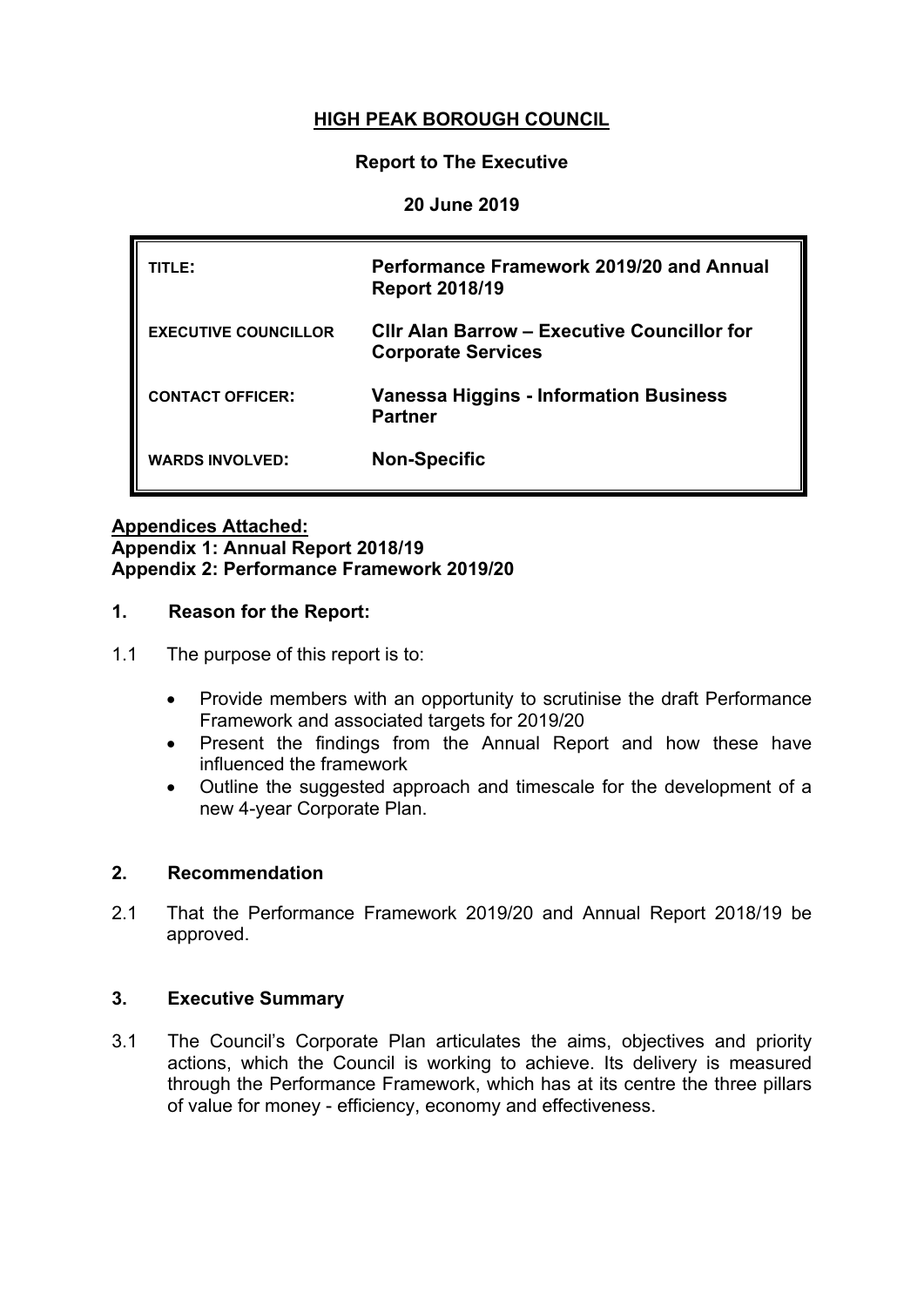# HIGH PEAK BOROUGH COUNCIL

**Report to The Executive**

**20 June 2019**

| | |
|---|---|
| **TITLE:** | **Performance Framework 2019/20 and Annual Report 2018/19** |
| **EXECUTIVE COUNCILLOR** | **Cllr Alan Barrow – Executive Councillor for Corporate Services** |
| **CONTACT OFFICER:** | **Vanessa Higgins - Information Business Partner** |
| **WARDS INVOLVED:** | **Non-Specific** |

**Appendices Attached:**
**Appendix 1: Annual Report 2018/19**
**Appendix 2: Performance Framework 2019/20**

## 1. Reason for the Report:

1.1 The purpose of this report is to:

- Provide members with an opportunity to scrutinise the draft Performance Framework and associated targets for 2019/20
- Present the findings from the Annual Report and how these have influenced the framework
- Outline the suggested approach and timescale for the development of a new 4-year Corporate Plan.

## 2. Recommendation

2.1 That the Performance Framework 2019/20 and Annual Report 2018/19 be approved.

## 3. Executive Summary

3.1 The Council's Corporate Plan articulates the aims, objectives and priority actions, which the Council is working to achieve. Its delivery is measured through the Performance Framework, which has at its centre the three pillars of value for money - efficiency, economy and effectiveness.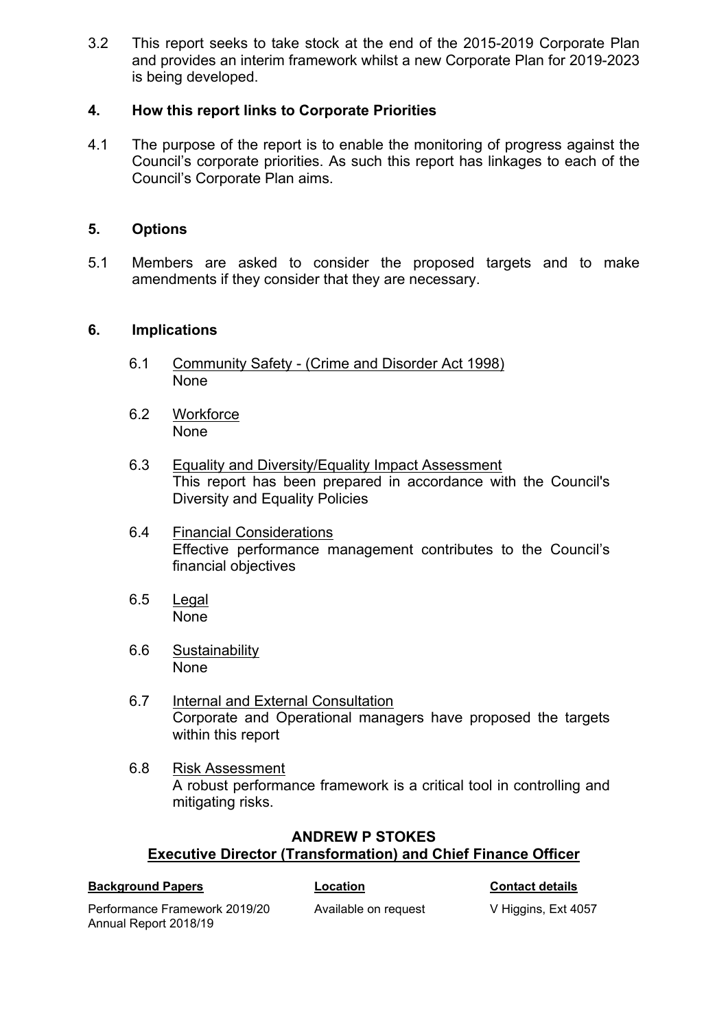3.2 This report seeks to take stock at the end of the 2015-2019 Corporate Plan and provides an interim framework whilst a new Corporate Plan for 2019-2023 is being developed.

## 4. How this report links to Corporate Priorities

4.1 The purpose of the report is to enable the monitoring of progress against the Council's corporate priorities. As such this report has linkages to each of the Council's Corporate Plan aims.

## 5. Options

5.1 Members are asked to consider the proposed targets and to make amendments if they consider that they are necessary.

## 6. Implications

6.1 Community Safety - (Crime and Disorder Act 1998)
None

6.2 Workforce
None

6.3 Equality and Diversity/Equality Impact Assessment
This report has been prepared in accordance with the Council's Diversity and Equality Policies

6.4 Financial Considerations
Effective performance management contributes to the Council's financial objectives

6.5 Legal
None

6.6 Sustainability
None

6.7 Internal and External Consultation
Corporate and Operational managers have proposed the targets within this report

6.8 Risk Assessment
A robust performance framework is a critical tool in controlling and mitigating risks.

**ANDREW P STOKES**
**Executive Director (Transformation) and Chief Finance Officer**

| **Background Papers** | **Location** | **Contact details** |
|---|---|---|
| Performance Framework 2019/20 Annual Report 2018/19 | Available on request | V Higgins, Ext 4057 |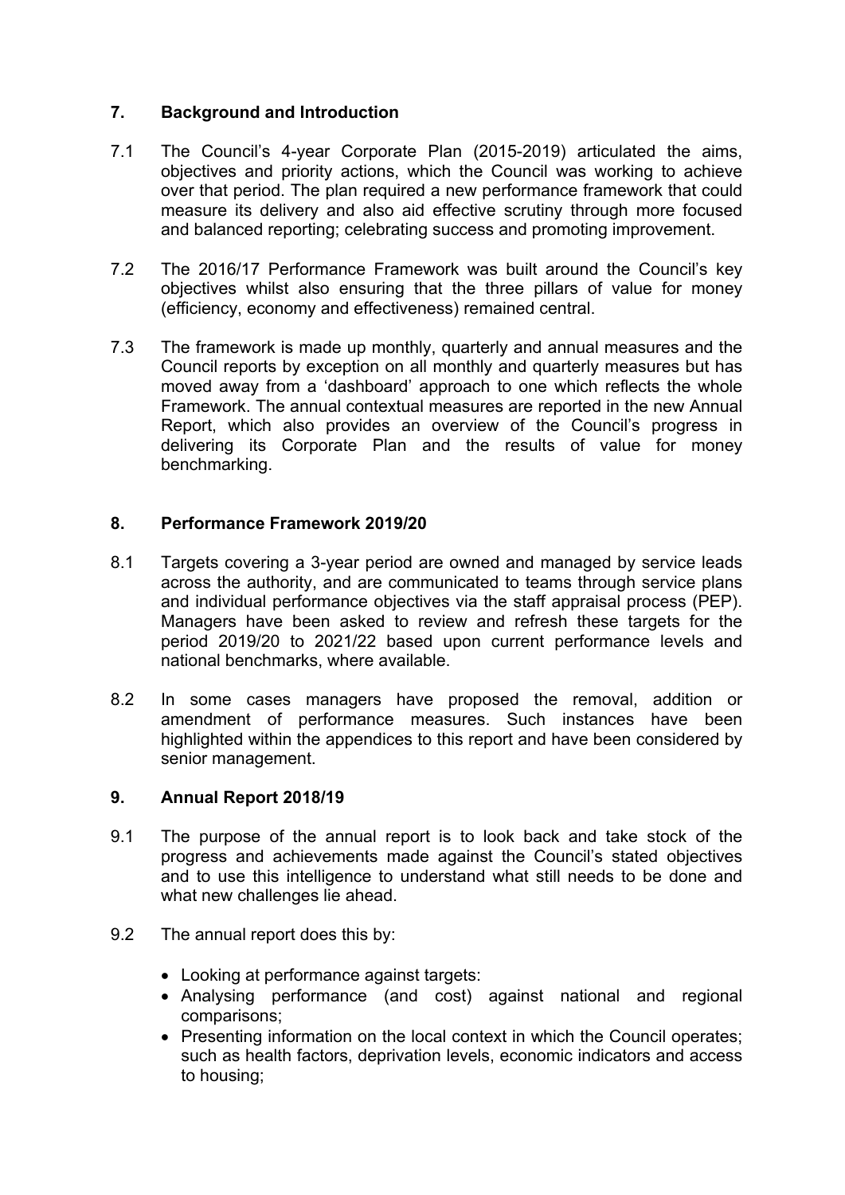## 7. Background and Introduction

7.1 The Council's 4-year Corporate Plan (2015-2019) articulated the aims, objectives and priority actions, which the Council was working to achieve over that period. The plan required a new performance framework that could measure its delivery and also aid effective scrutiny through more focused and balanced reporting; celebrating success and promoting improvement.

7.2 The 2016/17 Performance Framework was built around the Council's key objectives whilst also ensuring that the three pillars of value for money (efficiency, economy and effectiveness) remained central.

7.3 The framework is made up monthly, quarterly and annual measures and the Council reports by exception on all monthly and quarterly measures but has moved away from a 'dashboard' approach to one which reflects the whole Framework. The annual contextual measures are reported in the new Annual Report, which also provides an overview of the Council's progress in delivering its Corporate Plan and the results of value for money benchmarking.

## 8. Performance Framework 2019/20

8.1 Targets covering a 3-year period are owned and managed by service leads across the authority, and are communicated to teams through service plans and individual performance objectives via the staff appraisal process (PEP). Managers have been asked to review and refresh these targets for the period 2019/20 to 2021/22 based upon current performance levels and national benchmarks, where available.

8.2 In some cases managers have proposed the removal, addition or amendment of performance measures. Such instances have been highlighted within the appendices to this report and have been considered by senior management.

## 9. Annual Report 2018/19

9.1 The purpose of the annual report is to look back and take stock of the progress and achievements made against the Council's stated objectives and to use this intelligence to understand what still needs to be done and what new challenges lie ahead.

9.2 The annual report does this by:

- Looking at performance against targets:
- Analysing performance (and cost) against national and regional comparisons;
- Presenting information on the local context in which the Council operates; such as health factors, deprivation levels, economic indicators and access to housing;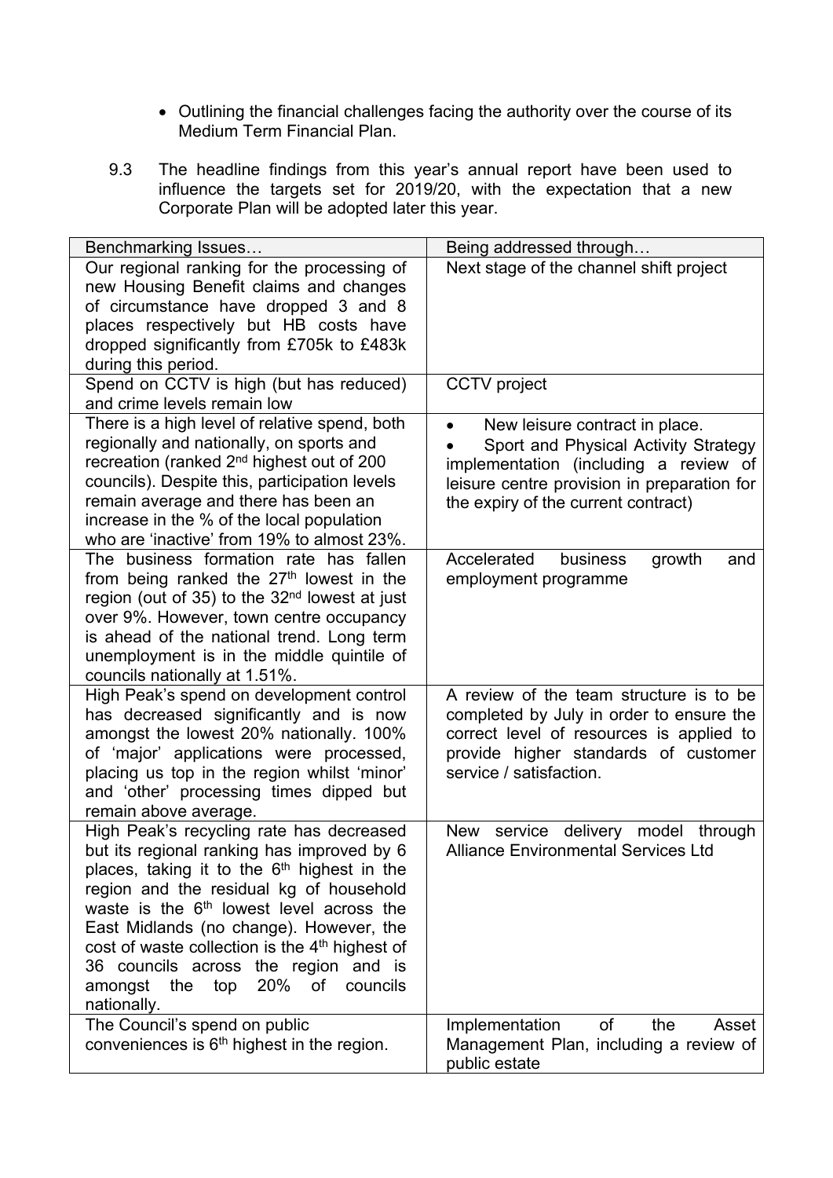- Outlining the financial challenges facing the authority over the course of its Medium Term Financial Plan.

9.3 The headline findings from this year's annual report have been used to influence the targets set for 2019/20, with the expectation that a new Corporate Plan will be adopted later this year.

| Benchmarking Issues… | Being addressed through… |
|---|---|
| Our regional ranking for the processing of new Housing Benefit claims and changes of circumstance have dropped 3 and 8 places respectively but HB costs have dropped significantly from £705k to £483k during this period. | Next stage of the channel shift project |
| Spend on CCTV is high (but has reduced) and crime levels remain low | CCTV project |
| There is a high level of relative spend, both regionally and nationally, on sports and recreation (ranked 2nd highest out of 200 councils). Despite this, participation levels remain average and there has been an increase in the % of the local population who are 'inactive' from 19% to almost 23%. | • New leisure contract in place.<br>• Sport and Physical Activity Strategy implementation (including a review of leisure centre provision in preparation for the expiry of the current contract) |
| The business formation rate has fallen from being ranked the 27th lowest in the region (out of 35) to the 32nd lowest at just over 9%. However, town centre occupancy is ahead of the national trend. Long term unemployment is in the middle quintile of councils nationally at 1.51%. | Accelerated business growth and employment programme |
| High Peak's spend on development control has decreased significantly and is now amongst the lowest 20% nationally. 100% of 'major' applications were processed, placing us top in the region whilst 'minor' and 'other' processing times dipped but remain above average. | A review of the team structure is to be completed by July in order to ensure the correct level of resources is applied to provide higher standards of customer service / satisfaction. |
| High Peak's recycling rate has decreased but its regional ranking has improved by 6 places, taking it to the 6th highest in the region and the residual kg of household waste is the 6th lowest level across the East Midlands (no change). However, the cost of waste collection is the 4th highest of 36 councils across the region and is amongst the top 20% of councils nationally. | New service delivery model through Alliance Environmental Services Ltd |
| The Council's spend on public conveniences is 6th highest in the region. | Implementation of the Asset Management Plan, including a review of public estate |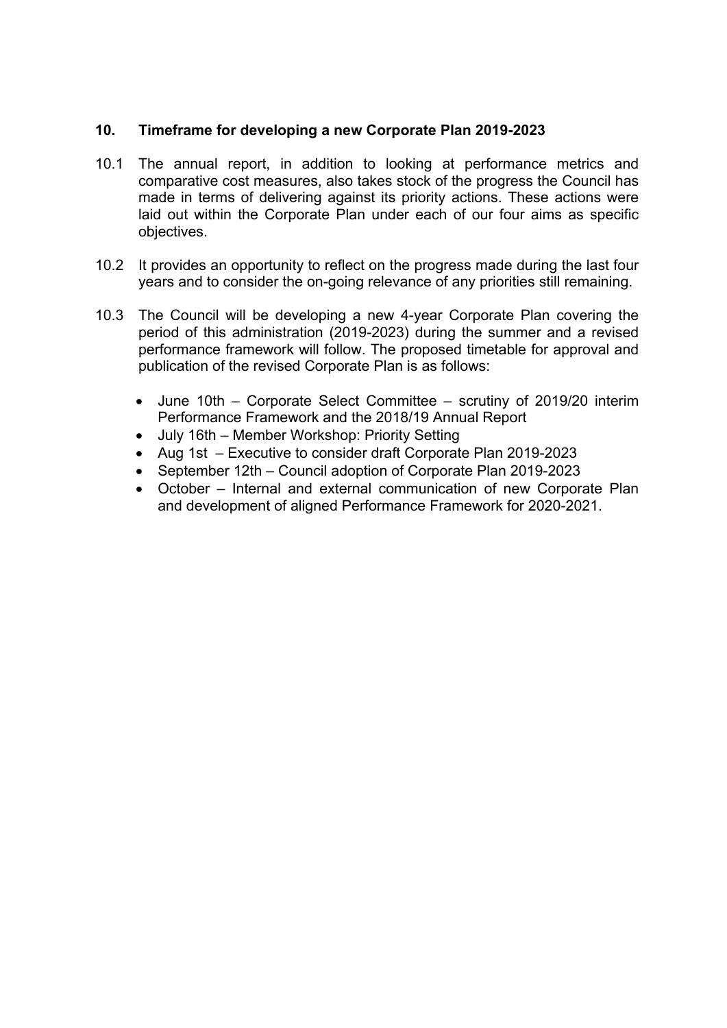## 10. Timeframe for developing a new Corporate Plan 2019-2023

10.1 The annual report, in addition to looking at performance metrics and comparative cost measures, also takes stock of the progress the Council has made in terms of delivering against its priority actions. These actions were laid out within the Corporate Plan under each of our four aims as specific objectives.

10.2 It provides an opportunity to reflect on the progress made during the last four years and to consider the on-going relevance of any priorities still remaining.

10.3 The Council will be developing a new 4-year Corporate Plan covering the period of this administration (2019-2023) during the summer and a revised performance framework will follow. The proposed timetable for approval and publication of the revised Corporate Plan is as follows:

- June 10th – Corporate Select Committee – scrutiny of 2019/20 interim Performance Framework and the 2018/19 Annual Report
- July 16th – Member Workshop: Priority Setting
- Aug 1st – Executive to consider draft Corporate Plan 2019-2023
- September 12th – Council adoption of Corporate Plan 2019-2023
- October – Internal and external communication of new Corporate Plan and development of aligned Performance Framework for 2020-2021.